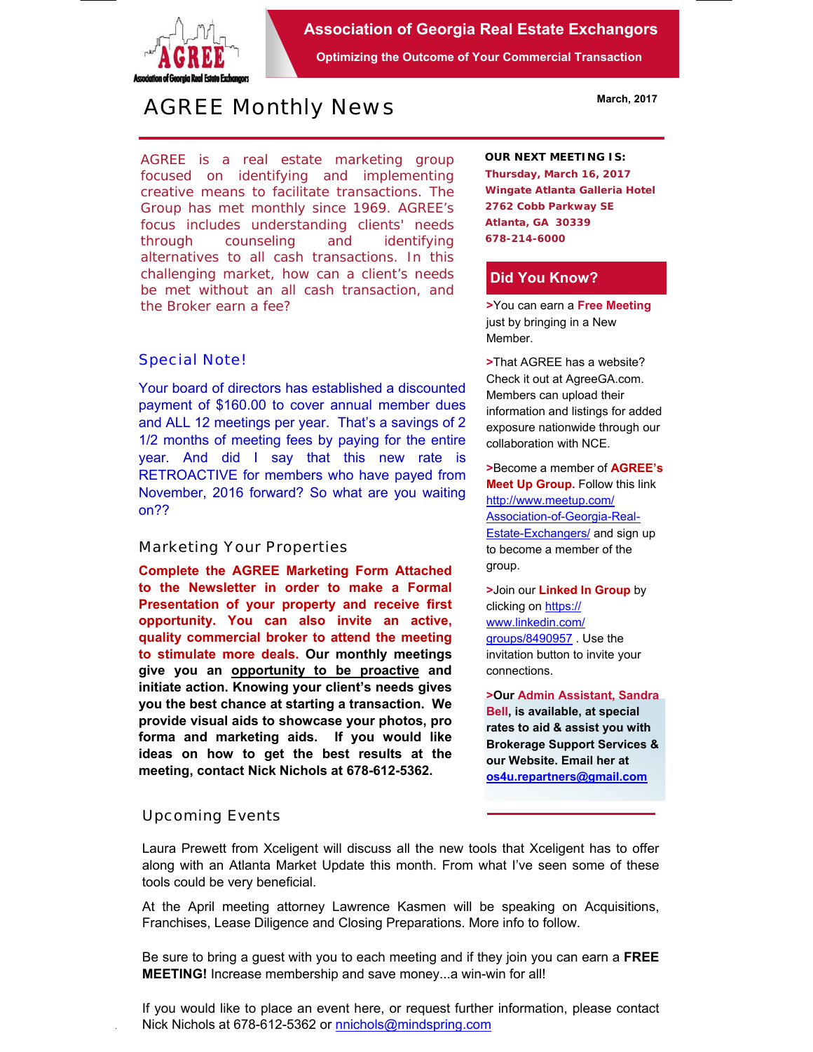# Association of Georgia Real Estate Exchangors

**Optimizing the Outcome of Your Commercial Transaction**

## AGREE Monthly News

**March, 2017**

AGREE is a real estate marketing group focused on identifying and implementing creative means to facilitate transactions. The Group has met monthly since 1969. AGREE's focus includes understanding clients' needs through counseling and identifying alternatives to all cash transactions. In this challenging market, how can a client's needs be met without an all cash transaction, and the Broker earn a fee?

### Special Note!

Your board of directors has established a discounted payment of $160.00 to cover annual member dues and ALL 12 meetings per year. That's a savings of 2 1/2 months of meeting fees by paying for the entire year. And did I say that this new rate is RETROACTIVE for members who have payed from November, 2016 forward? So what are you waiting on??

### Marketing Your Properties

**Complete the AGREE Marketing Form Attached to the Newsletter in order to make a Formal Presentation of your property and receive first opportunity. You can also invite an active, quality commercial broker to attend the meeting to stimulate more deals. Our monthly meetings give you an opportunity to be proactive and initiate action. Knowing your client's needs gives you the best chance at starting a transaction. We provide visual aids to showcase your photos, pro forma and marketing aids. If you would like ideas on how to get the best results at the meeting, contact Nick Nichols at 678-612-5362.**

**OUR NEXT MEETING IS:**
**Thursday, March 16, 2017**
**Wingate Atlanta Galleria Hotel**
**2762 Cobb Parkway SE**
**Atlanta, GA 30339**
**678-214-6000**

### Did You Know?

>You can earn a **Free Meeting** just by bringing in a New Member.

>That AGREE has a website? Check it out at AgreeGA.com. Members can upload their information and listings for added exposure nationwide through our collaboration with NCE.

>Become a member of **AGREE's Meet Up Group.** Follow this link http://www.meetup.com/Association-of-Georgia-Real-Estate-Exchangers/ and sign up to become a member of the group.

>Join our **Linked In Group** by clicking on https://www.linkedin.com/groups/8490957 . Use the invitation button to invite your connections.

**>Our Admin Assistant, Sandra Bell, is available, at special rates to aid & assist you with Brokerage Support Services & our Website. Email her at os4u.repartners@gmail.com**

### Upcoming Events

Laura Prewett from Xceligent will discuss all the new tools that Xceligent has to offer along with an Atlanta Market Update this month. From what I've seen some of these tools could be very beneficial.

At the April meeting attorney Lawrence Kasmen will be speaking on Acquisitions, Franchises, Lease Diligence and Closing Preparations. More info to follow.

Be sure to bring a guest with you to each meeting and if they join you can earn a **FREE MEETING!** Increase membership and save money...a win-win for all!

If you would like to place an event here, or request further information, please contact Nick Nichols at 678-612-5362 or nnichols@mindspring.com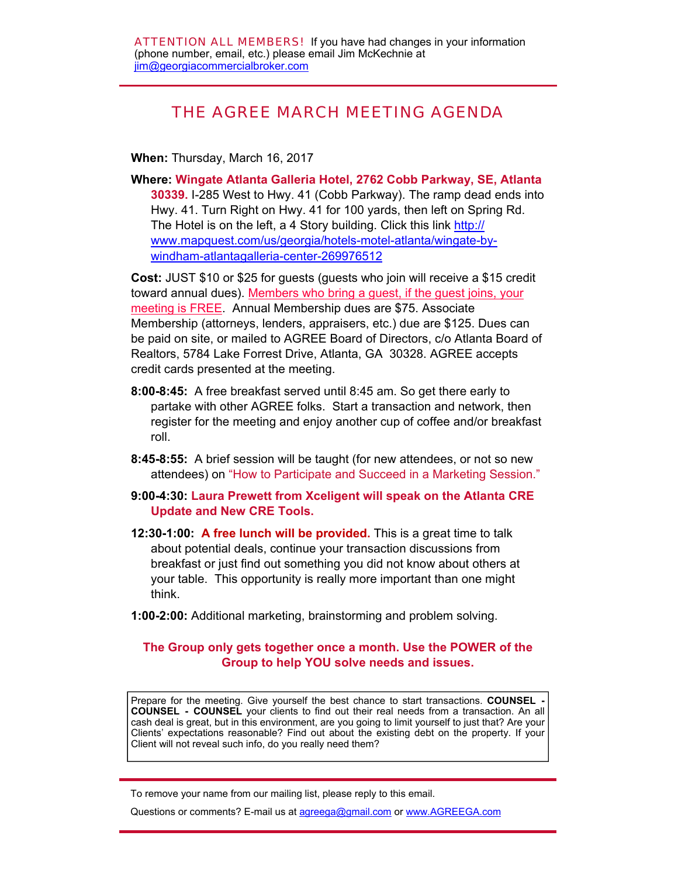ATTENTION ALL MEMBERS! If you have had changes in your information (phone number, email, etc.) please email Jim McKechnie at jim@georgiacommercialbroker.com

---

# THE AGREE MARCH MEETING AGENDA

**When:** Thursday, March 16, 2017

**Where: Wingate Atlanta Galleria Hotel, 2762 Cobb Parkway, SE, Atlanta 30339.** I-285 West to Hwy. 41 (Cobb Parkway). The ramp dead ends into Hwy. 41. Turn Right on Hwy. 41 for 100 yards, then left on Spring Rd. The Hotel is on the left, a 4 Story building. Click this link http://www.mapquest.com/us/georgia/hotels-motel-atlanta/wingate-by-windham-atlantagalleria-center-269976512

**Cost:** JUST $10 or $25 for guests (guests who join will receive a $15 credit toward annual dues). Members who bring a guest, if the guest joins, your meeting is FREE. Annual Membership dues are $75. Associate Membership (attorneys, lenders, appraisers, etc.) due are $125. Dues can be paid on site, or mailed to AGREE Board of Directors, c/o Atlanta Board of Realtors, 5784 Lake Forrest Drive, Atlanta, GA 30328. AGREE accepts credit cards presented at the meeting.

**8:00-8:45:** A free breakfast served until 8:45 am. So get there early to partake with other AGREE folks. Start a transaction and network, then register for the meeting and enjoy another cup of coffee and/or breakfast roll.

**8:45-8:55:** A brief session will be taught (for new attendees, or not so new attendees) on "How to Participate and Succeed in a Marketing Session."

**9:00-4:30: Laura Prewett from Xceligent will speak on the Atlanta CRE Update and New CRE Tools.**

**12:30-1:00: A free lunch will be provided.** This is a great time to talk about potential deals, continue your transaction discussions from breakfast or just find out something you did not know about others at your table. This opportunity is really more important than one might think.

**1:00-2:00:** Additional marketing, brainstorming and problem solving.

**The Group only gets together once a month. Use the POWER of the Group to help YOU solve needs and issues.**

Prepare for the meeting. Give yourself the best chance to start transactions. **COUNSEL - COUNSEL - COUNSEL** your clients to find out their real needs from a transaction. An all cash deal is great, but in this environment, are you going to limit yourself to just that? Are your Clients' expectations reasonable? Find out about the existing debt on the property. If your Client will not reveal such info, do you really need them?

---

To remove your name from our mailing list, please reply to this email.

Questions or comments? E-mail us at agreega@gmail.com or www.AGREEGA.com